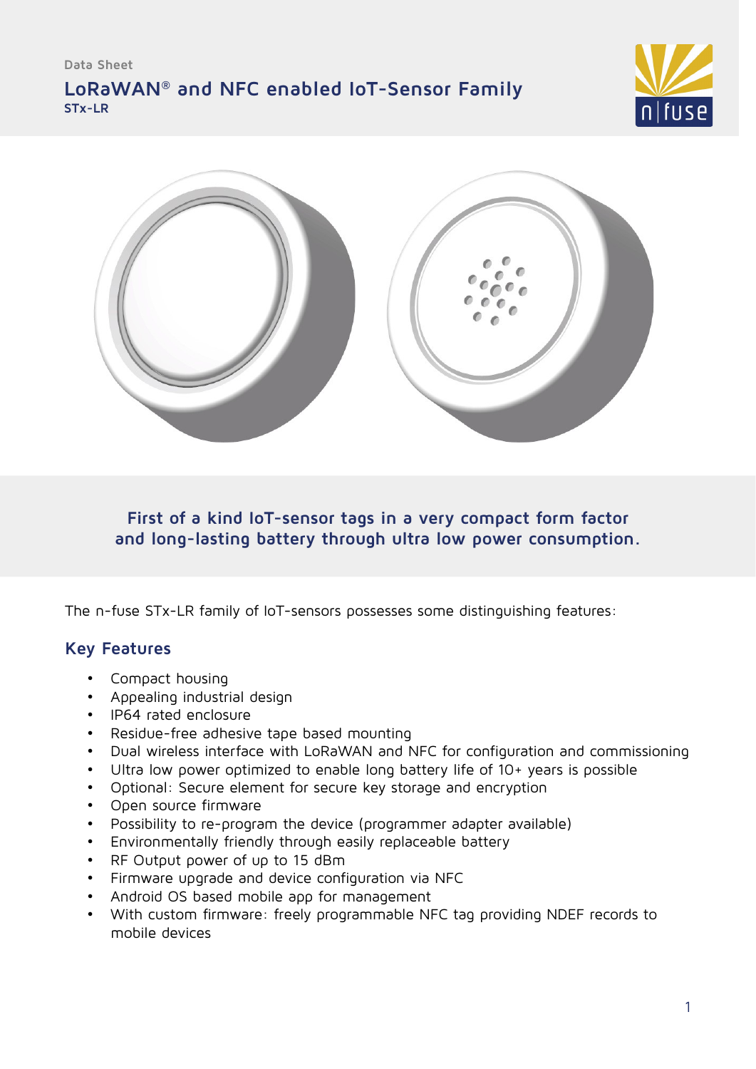Data Sheet

# LoRaWAN® and NFC enabled IoT-Sensor Family

**STx-LR**

**First of a kind IoT-sensor tags in a very compact form factor and long-lasting battery through ultra low power consumption.**

The n-fuse STx-LR family of IoT-sensors possesses some distinguishing features:

## Key Features

- Compact housing
- Appealing industrial design
- IP64 rated enclosure
- Residue-free adhesive tape based mounting
- Dual wireless interface with LoRaWAN and NFC for configuration and commissioning
- Ultra low power optimized to enable long battery life of 10+ years is possible
- Optional: Secure element for secure key storage and encryption
- Open source firmware
- Possibility to re-program the device (programmer adapter available)
- Environmentally friendly through easily replaceable battery
- RF Output power of up to 15 dBm
- Firmware upgrade and device configuration via NFC
- Android OS based mobile app for management
- With custom firmware: freely programmable NFC tag providing NDEF records to mobile devices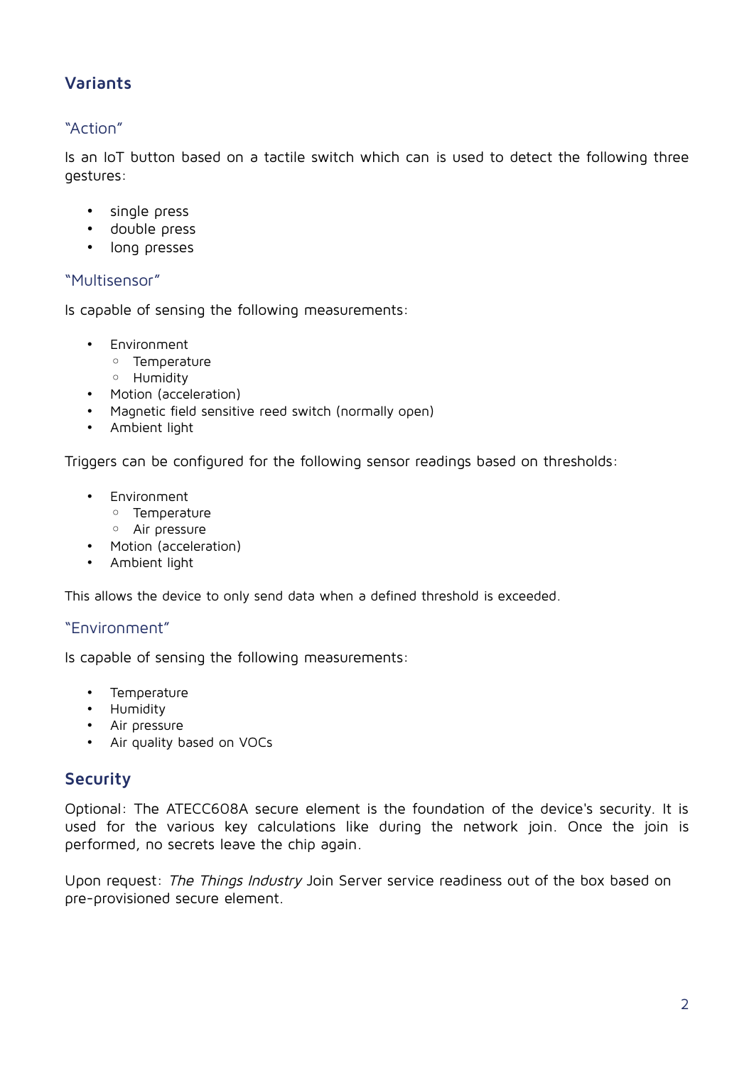## Variants

### "Action"

Is an IoT button based on a tactile switch which can is used to detect the following three gestures:

- single press
- double press
- long presses

### "Multisensor"

Is capable of sensing the following measurements:

- Environment
  - Temperature
  - Humidity
- Motion (acceleration)
- Magnetic field sensitive reed switch (normally open)
- Ambient light

Triggers can be configured for the following sensor readings based on thresholds:

- Environment
  - Temperature
  - Air pressure
- Motion (acceleration)
- Ambient light

This allows the device to only send data when a defined threshold is exceeded.

### "Environment"

Is capable of sensing the following measurements:

- Temperature
- Humidity
- Air pressure
- Air quality based on VOCs

## Security

Optional: The ATECC608A secure element is the foundation of the device's security. It is used for the various key calculations like during the network join. Once the join is performed, no secrets leave the chip again.

Upon request: *The Things Industry* Join Server service readiness out of the box based on pre-provisioned secure element.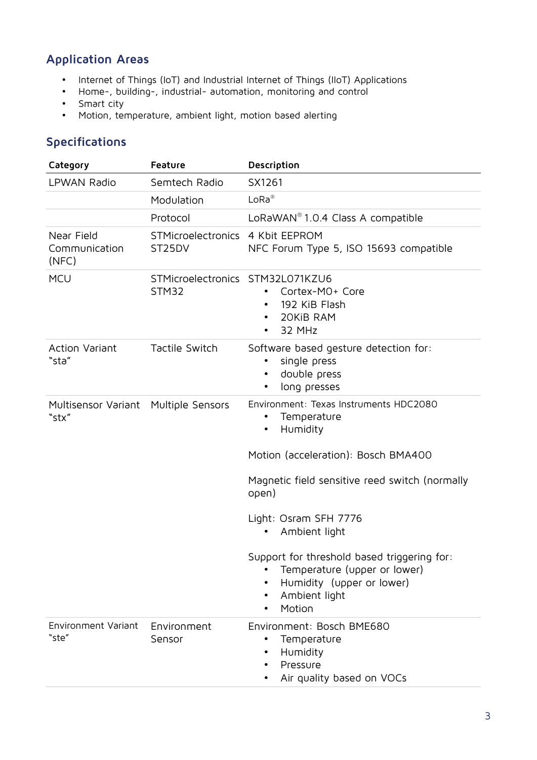## Application Areas

- Internet of Things (IoT) and Industrial Internet of Things (IIoT) Applications
- Home-, building-, industrial- automation, monitoring and control
- Smart city
- Motion, temperature, ambient light, motion based alerting

## Specifications

| Category | Feature | Description |
|---|---|---|
| LPWAN Radio | Semtech Radio | SX1261 |
| | Modulation | LoRa® |
| | Protocol | LoRaWAN® 1.0.4 Class A compatible |
| Near Field Communication (NFC) | STMicroelectronics ST25DV | 4 Kbit EEPROM<br>NFC Forum Type 5, ISO 15693 compatible |
| MCU | STMicroelectronics STM32 | STM32L071KZU6<br>• Cortex-M0+ Core<br>• 192 KiB Flash<br>• 20KiB RAM<br>• 32 MHz |
| Action Variant "sta" | Tactile Switch | Software based gesture detection for:<br>• single press<br>• double press<br>• long presses |
| Multisensor Variant "stx" | Multiple Sensors | Environment: Texas Instruments HDC2080<br>• Temperature<br>• Humidity<br><br>Motion (acceleration): Bosch BMA400<br><br>Magnetic field sensitive reed switch (normally open)<br><br>Light: Osram SFH 7776<br>• Ambient light<br><br>Support for threshold based triggering for:<br>• Temperature (upper or lower)<br>• Humidity (upper or lower)<br>• Ambient light<br>• Motion |
| Environment Variant "ste" | Environment Sensor | Environment: Bosch BME680<br>• Temperature<br>• Humidity<br>• Pressure<br>• Air quality based on VOCs |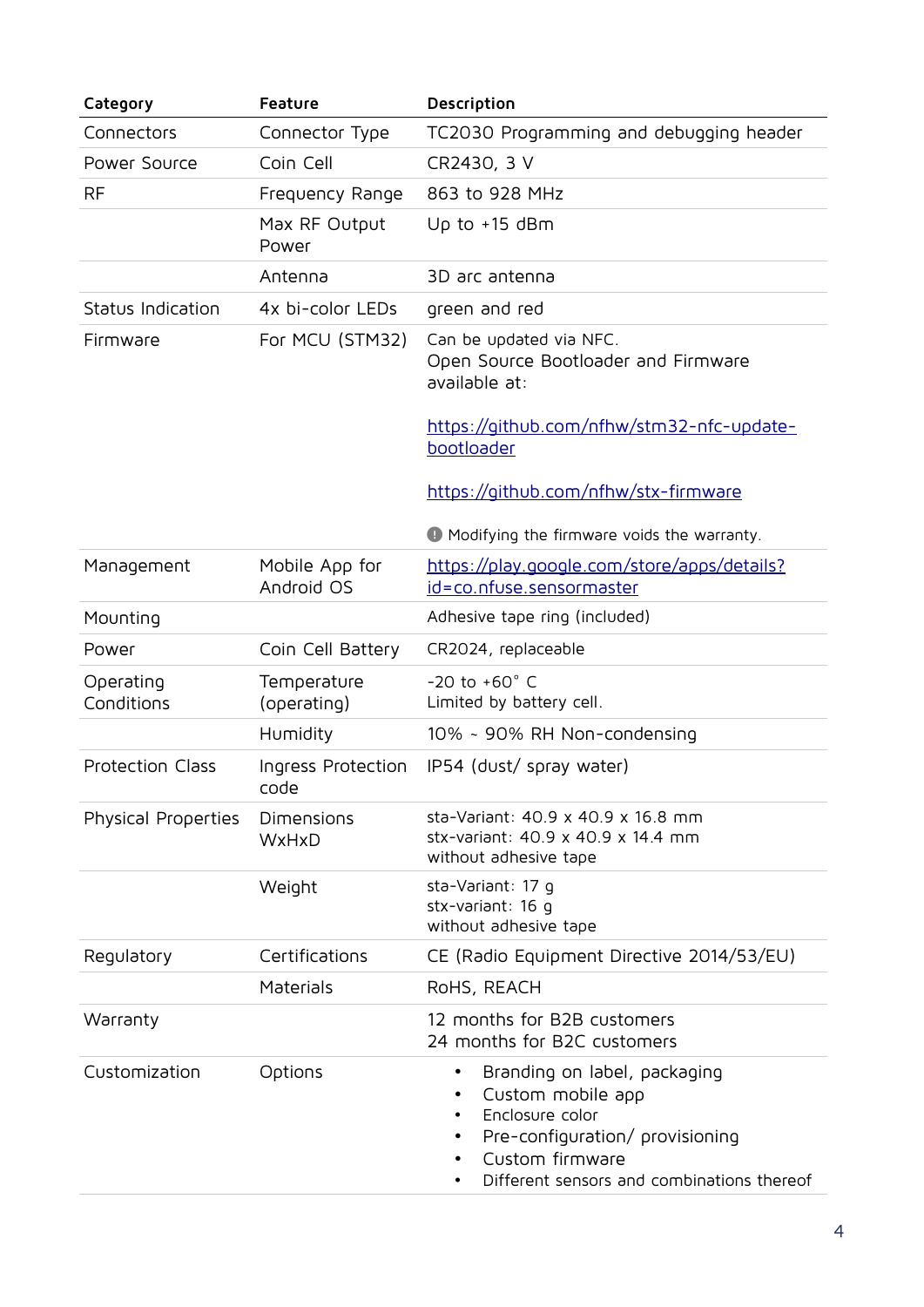| Category | Feature | Description |
|---|---|---|
| Connectors | Connector Type | TC2030 Programming and debugging header |
| Power Source | Coin Cell | CR2430, 3 V |
| RF | Frequency Range | 863 to 928 MHz |
| | Max RF Output Power | Up to +15 dBm |
| | Antenna | 3D arc antenna |
| Status Indication | 4x bi-color LEDs | green and red |
| Firmware | For MCU (STM32) | Can be updated via NFC.<br>Open Source Bootloader and Firmware available at:<br><br>https://github.com/nfhw/stm32-nfc-update-bootloader<br><br>https://github.com/nfhw/stx-firmware<br><br>❗ Modifying the firmware voids the warranty. |
| Management | Mobile App for Android OS | https://play.google.com/store/apps/details?id=co.nfuse.sensormaster |
| Mounting | | Adhesive tape ring (included) |
| Power | Coin Cell Battery | CR2024, replaceable |
| Operating Conditions | Temperature (operating) | -20 to +60° C<br>Limited by battery cell. |
| | Humidity | 10% ~ 90% RH Non-condensing |
| Protection Class | Ingress Protection code | IP54 (dust/ spray water) |
| Physical Properties | Dimensions WxHxD | sta-Variant: 40.9 x 40.9 x 16.8 mm<br>stx-variant: 40.9 x 40.9 x 14.4 mm<br>without adhesive tape |
| | Weight | sta-Variant: 17 g<br>stx-variant: 16 g<br>without adhesive tape |
| Regulatory | Certifications | CE (Radio Equipment Directive 2014/53/EU) |
| | Materials | RoHS, REACH |
| Warranty | | 12 months for B2B customers<br>24 months for B2C customers |
| Customization | Options | • Branding on label, packaging<br>• Custom mobile app<br>• Enclosure color<br>• Pre-configuration/ provisioning<br>• Custom firmware<br>• Different sensors and combinations thereof |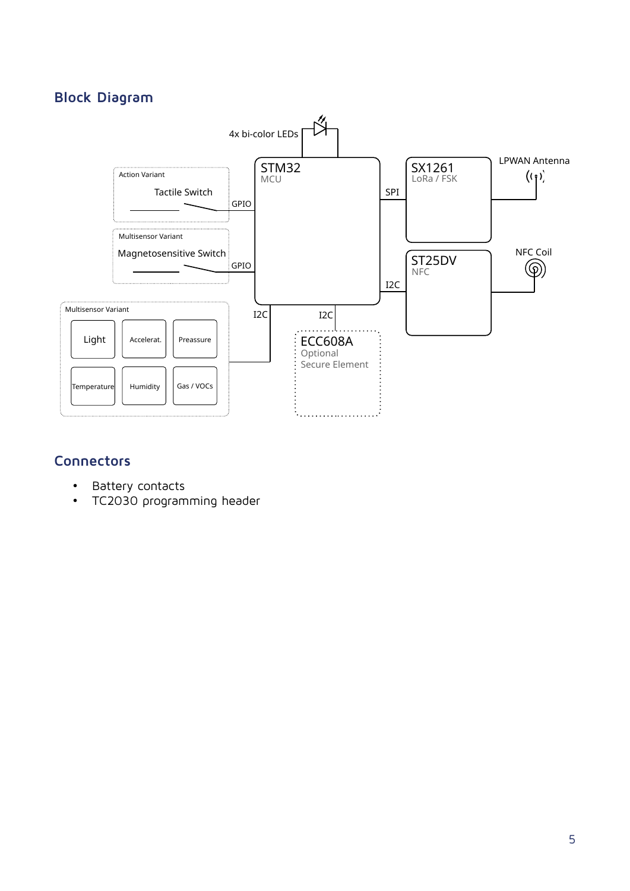## Block Diagram

## Connectors

- Battery contacts
- TC2030 programming header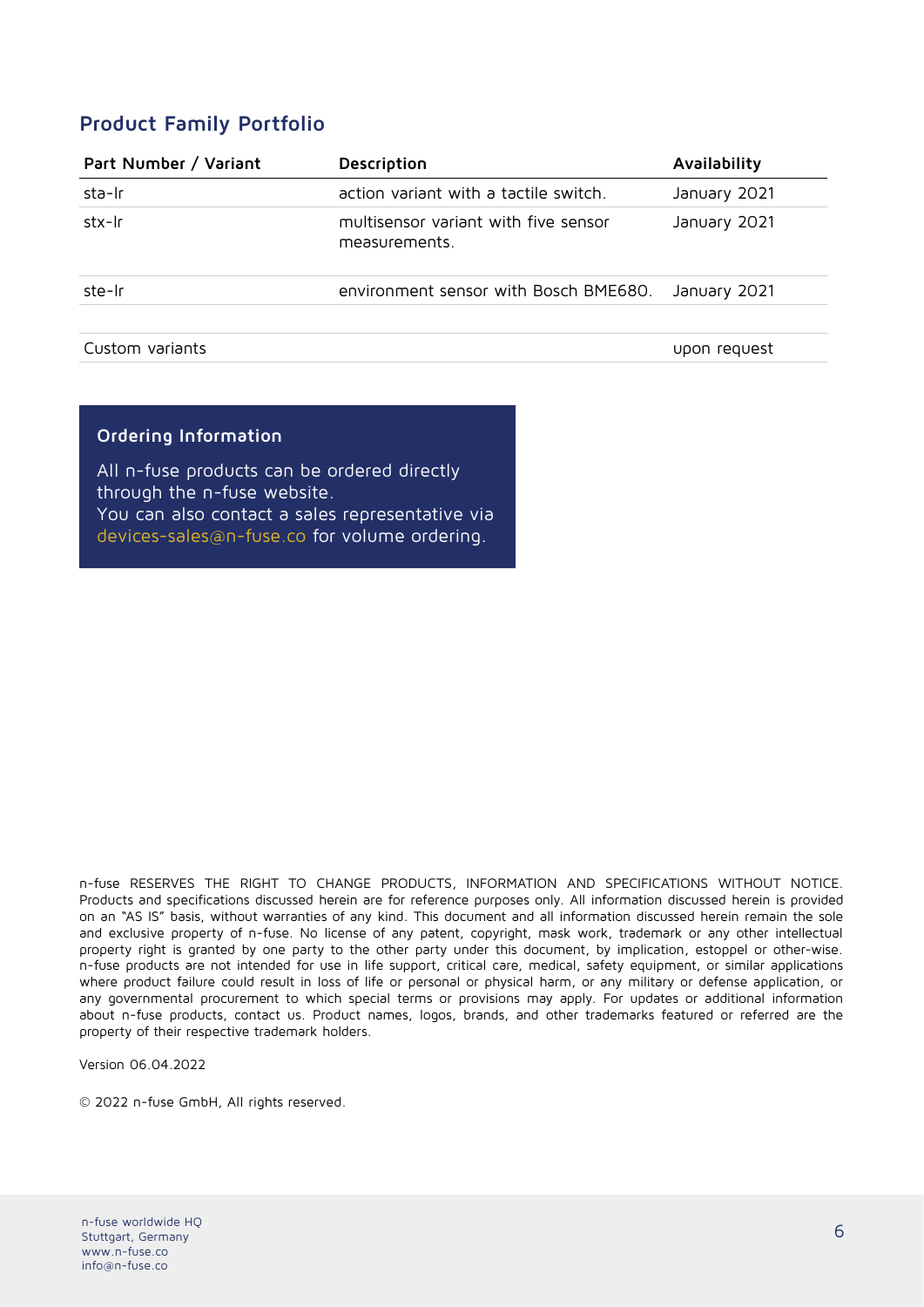## Product Family Portfolio

| Part Number / Variant | Description | Availability |
|---|---|---|
| sta-lr | action variant with a tactile switch. | January 2021 |
| stx-lr | multisensor variant with five sensor measurements. | January 2021 |
| ste-lr | environment sensor with Bosch BME680. | January 2021 |
| | | |
| Custom variants | | upon request |

**Ordering Information**

All n-fuse products can be ordered directly through the n-fuse website.
You can also contact a sales representative via devices-sales@n-fuse.co for volume ordering.

n-fuse RESERVES THE RIGHT TO CHANGE PRODUCTS, INFORMATION AND SPECIFICATIONS WITHOUT NOTICE. Products and specifications discussed herein are for reference purposes only. All information discussed herein is provided on an "AS IS" basis, without warranties of any kind. This document and all information discussed herein remain the sole and exclusive property of n-fuse. No license of any patent, copyright, mask work, trademark or any other intellectual property right is granted by one party to the other party under this document, by implication, estoppel or other-wise. n-fuse products are not intended for use in life support, critical care, medical, safety equipment, or similar applications where product failure could result in loss of life or personal or physical harm, or any military or defense application, or any governmental procurement to which special terms or provisions may apply. For updates or additional information about n-fuse products, contact us. Product names, logos, brands, and other trademarks featured or referred are the property of their respective trademark holders.

Version 06.04.2022

© 2022 n-fuse GmbH, All rights reserved.

n-fuse worldwide HQ
Stuttgart, Germany
www.n-fuse.co
info@n-fuse.co